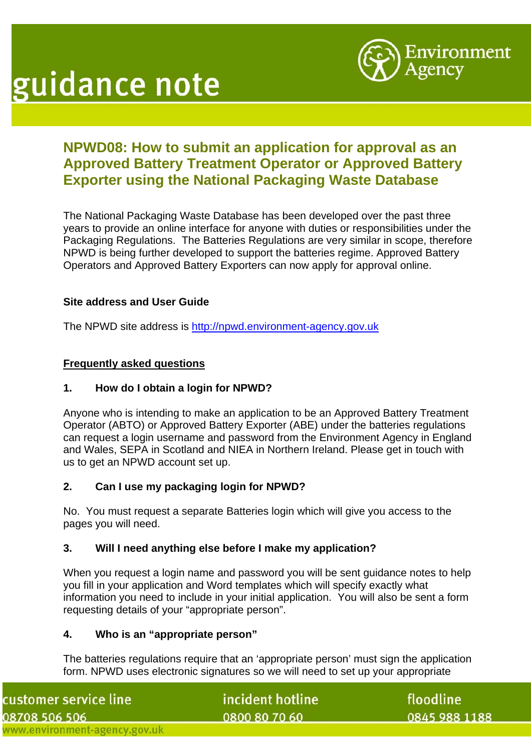guidance note

# NPWD08: How to submit an application for approval as an Approved Battery Treatment Operator or Approved Battery Exporter using the National Packaging Waste Database

The National Packaging Waste Database has been developed over the past three years to provide an online interface for anyone with duties or responsibilities under the Packaging Regulations. The Batteries Regulations are very similar in scope, therefore NPWD is being further developed to support the batteries regime. Approved Battery Operators and Approved Battery Exporters can now apply for approval online.

**Site address and User Guide**

The NPWD site address is [http://npwd.environment-agency.gov.uk](http://npwd.environment-agency.gov.uk)

## Frequently asked questions

### 1. How do I obtain a login for NPWD?

Anyone who is intending to make an application to be an Approved Battery Treatment Operator (ABTO) or Approved Battery Exporter (ABE) under the batteries regulations can request a login username and password from the Environment Agency in England and Wales, SEPA in Scotland and NIEA in Northern Ireland. Please get in touch with us to get an NPWD account set up.

### 2. Can I use my packaging login for NPWD?

No. You must request a separate Batteries login which will give you access to the pages you will need.

### 3. Will I need anything else before I make my application?

When you request a login name and password you will be sent guidance notes to help you fill in your application and Word templates which will specify exactly what information you need to include in your initial application. You will also be sent a form requesting details of your "appropriate person".

### 4. Who is an "appropriate person"

The batteries regulations require that an 'appropriate person' must sign the application form. NPWD uses electronic signatures so we will need to set up your appropriate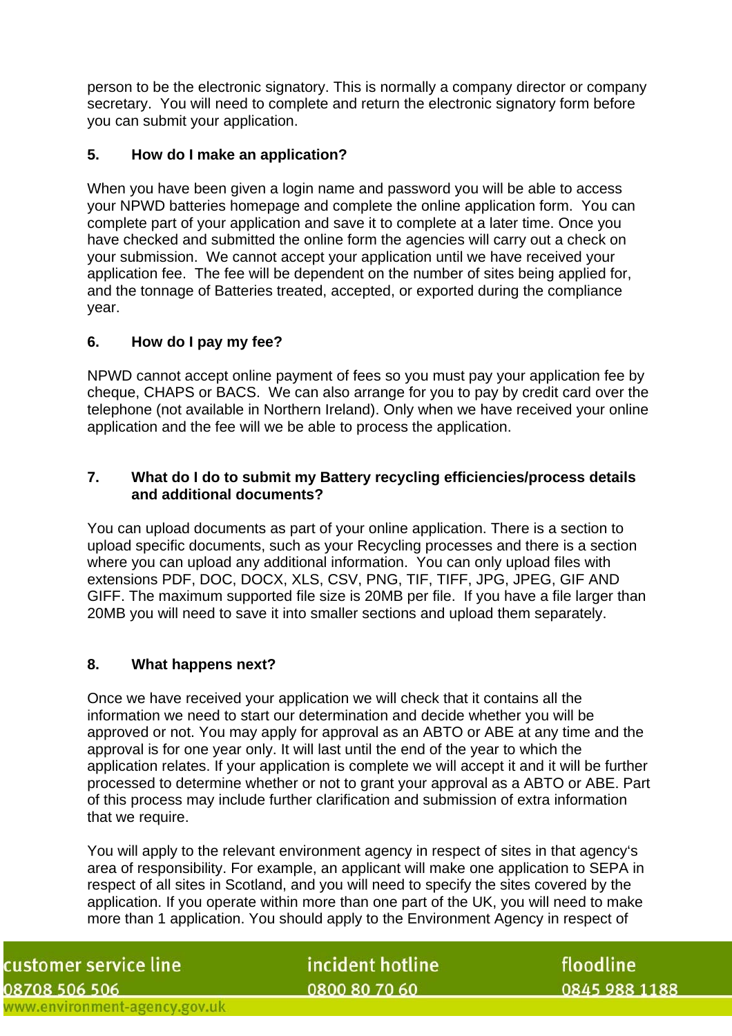person to be the electronic signatory. This is normally a company director or company secretary. You will need to complete and return the electronic signatory form before you can submit your application.

### 5. How do I make an application?

When you have been given a login name and password you will be able to access your NPWD batteries homepage and complete the online application form. You can complete part of your application and save it to complete at a later time. Once you have checked and submitted the online form the agencies will carry out a check on your submission. We cannot accept your application until we have received your application fee. The fee will be dependent on the number of sites being applied for, and the tonnage of Batteries treated, accepted, or exported during the compliance year.

### 6. How do I pay my fee?

NPWD cannot accept online payment of fees so you must pay your application fee by cheque, CHAPS or BACS. We can also arrange for you to pay by credit card over the telephone (not available in Northern Ireland). Only when we have received your online application and the fee will we be able to process the application.

### 7. What do I do to submit my Battery recycling efficiencies/process details and additional documents?

You can upload documents as part of your online application. There is a section to upload specific documents, such as your Recycling processes and there is a section where you can upload any additional information. You can only upload files with extensions PDF, DOC, DOCX, XLS, CSV, PNG, TIF, TIFF, JPG, JPEG, GIF AND GIFF. The maximum supported file size is 20MB per file. If you have a file larger than 20MB you will need to save it into smaller sections and upload them separately.

### 8. What happens next?

Once we have received your application we will check that it contains all the information we need to start our determination and decide whether you will be approved or not. You may apply for approval as an ABTO or ABE at any time and the approval is for one year only. It will last until the end of the year to which the application relates. If your application is complete we will accept it and it will be further processed to determine whether or not to grant your approval as a ABTO or ABE. Part of this process may include further clarification and submission of extra information that we require.

You will apply to the relevant environment agency in respect of sites in that agency's area of responsibility. For example, an applicant will make one application to SEPA in respect of all sites in Scotland, and you will need to specify the sites covered by the application. If you operate within more than one part of the UK, you will need to make more than 1 application. You should apply to the Environment Agency in respect of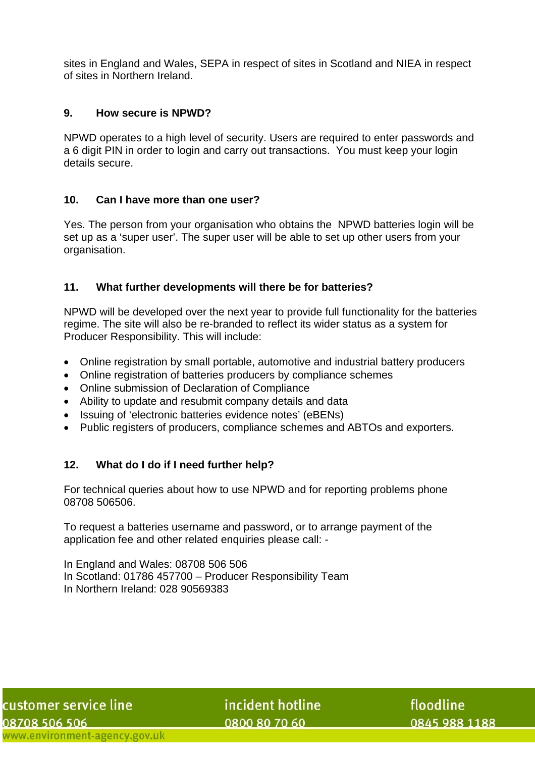sites in England and Wales, SEPA in respect of sites in Scotland and NIEA in respect of sites in Northern Ireland.

### 9. How secure is NPWD?

NPWD operates to a high level of security. Users are required to enter passwords and a 6 digit PIN in order to login and carry out transactions. You must keep your login details secure.

### 10. Can I have more than one user?

Yes. The person from your organisation who obtains the NPWD batteries login will be set up as a 'super user'. The super user will be able to set up other users from your organisation.

### 11. What further developments will there be for batteries?

NPWD will be developed over the next year to provide full functionality for the batteries regime. The site will also be re-branded to reflect its wider status as a system for Producer Responsibility. This will include:

- Online registration by small portable, automotive and industrial battery producers
- Online registration of batteries producers by compliance schemes
- Online submission of Declaration of Compliance
- Ability to update and resubmit company details and data
- Issuing of 'electronic batteries evidence notes' (eBENs)
- Public registers of producers, compliance schemes and ABTOs and exporters.

### 12. What do I do if I need further help?

For technical queries about how to use NPWD and for reporting problems phone 08708 506506.

To request a batteries username and password, or to arrange payment of the application fee and other related enquiries please call: -

In England and Wales: 08708 506 506
In Scotland: 01786 457700 – Producer Responsibility Team
In Northern Ireland: 028 90569383